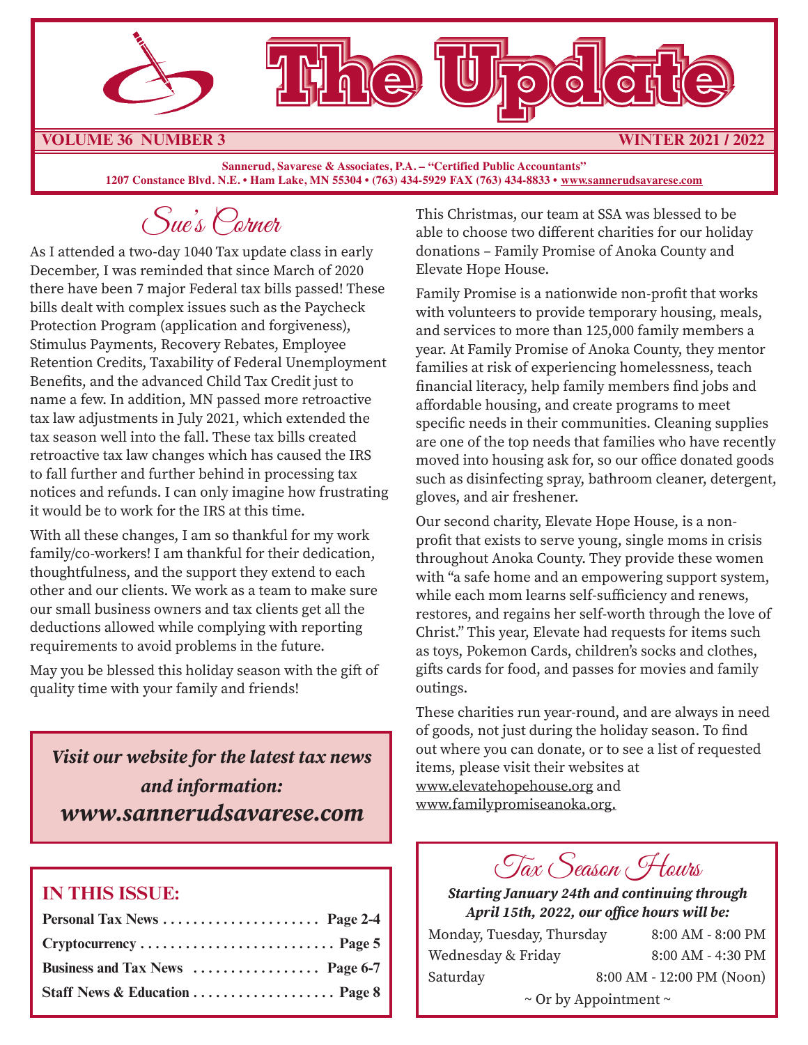# The Update

**VOLUME 36 NUMBER 3** **WINTER 2021 / 2022**

**Sannerud, Savarese & Associates, P.A. – "Certified Public Accountants"**
**1207 Constance Blvd. N.E. • Ham Lake, MN 55304 • (763) 434-5929 FAX (763) 434-8833 • www.sannerudsavarese.com**

## Sue's Corner

As I attended a two-day 1040 Tax update class in early December, I was reminded that since March of 2020 there have been 7 major Federal tax bills passed! These bills dealt with complex issues such as the Paycheck Protection Program (application and forgiveness), Stimulus Payments, Recovery Rebates, Employee Retention Credits, Taxability of Federal Unemployment Benefits, and the advanced Child Tax Credit just to name a few. In addition, MN passed more retroactive tax law adjustments in July 2021, which extended the tax season well into the fall. These tax bills created retroactive tax law changes which has caused the IRS to fall further and further behind in processing tax notices and refunds. I can only imagine how frustrating it would be to work for the IRS at this time.

With all these changes, I am so thankful for my work family/co-workers! I am thankful for their dedication, thoughtfulness, and the support they extend to each other and our clients. We work as a team to make sure our small business owners and tax clients get all the deductions allowed while complying with reporting requirements to avoid problems in the future.

May you be blessed this holiday season with the gift of quality time with your family and friends!

This Christmas, our team at SSA was blessed to be able to choose two different charities for our holiday donations – Family Promise of Anoka County and Elevate Hope House.

Family Promise is a nationwide non-profit that works with volunteers to provide temporary housing, meals, and services to more than 125,000 family members a year. At Family Promise of Anoka County, they mentor families at risk of experiencing homelessness, teach financial literacy, help family members find jobs and affordable housing, and create programs to meet specific needs in their communities. Cleaning supplies are one of the top needs that families who have recently moved into housing ask for, so our office donated goods such as disinfecting spray, bathroom cleaner, detergent, gloves, and air freshener.

Our second charity, Elevate Hope House, is a non-profit that exists to serve young, single moms in crisis throughout Anoka County. They provide these women with "a safe home and an empowering support system, while each mom learns self-sufficiency and renews, restores, and regains her self-worth through the love of Christ." This year, Elevate had requests for items such as toys, Pokemon Cards, children's socks and clothes, gifts cards for food, and passes for movies and family outings.

These charities run year-round, and are always in need of goods, not just during the holiday season. To find out where you can donate, or to see a list of requested items, please visit their websites at www.elevatehopehouse.org and www.familypromiseanoka.org.

***Visit our website for the latest tax news and information:***
***www.sannerudsavarese.com***

## Tax Season Hours

***Starting January 24th and continuing through April 15th, 2022, our office hours will be:***

| | |
|---|---|
| Monday, Tuesday, Thursday | 8:00 AM - 8:00 PM |
| Wednesday & Friday | 8:00 AM - 4:30 PM |
| Saturday | 8:00 AM - 12:00 PM (Noon) |

~ Or by Appointment ~

## IN THIS ISSUE:

**Personal Tax News . . . . . . . . . . . . . . . . . . . . . Page 2-4**
**Cryptocurrency . . . . . . . . . . . . . . . . . . . . . . . . . Page 5**
**Business and Tax News . . . . . . . . . . . . . . . . . Page 6-7**
**Staff News & Education . . . . . . . . . . . . . . . . . . Page 8**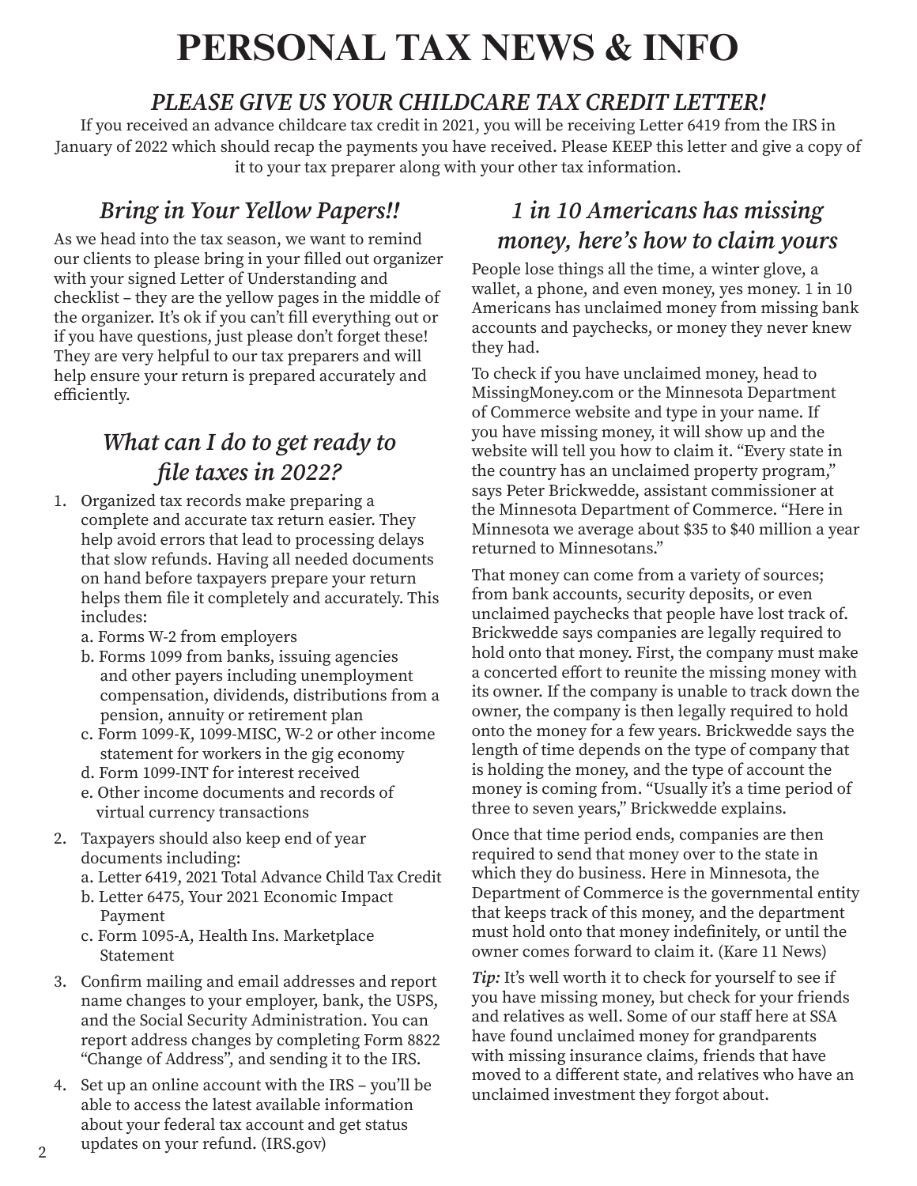# PERSONAL TAX NEWS & INFO

## *PLEASE GIVE US YOUR CHILDCARE TAX CREDIT LETTER!*

If you received an advance childcare tax credit in 2021, you will be receiving Letter 6419 from the IRS in January of 2022 which should recap the payments you have received. Please KEEP this letter and give a copy of it to your tax preparer along with your other tax information.

## *Bring in Your Yellow Papers!!*

As we head into the tax season, we want to remind our clients to please bring in your filled out organizer with your signed Letter of Understanding and checklist – they are the yellow pages in the middle of the organizer. It's ok if you can't fill everything out or if you have questions, just please don't forget these! They are very helpful to our tax preparers and will help ensure your return is prepared accurately and efficiently.

## *What can I do to get ready to file taxes in 2022?*

1. Organized tax records make preparing a complete and accurate tax return easier. They help avoid errors that lead to processing delays that slow refunds. Having all needed documents on hand before taxpayers prepare your return helps them file it completely and accurately. This includes:
   - a. Forms W-2 from employers
   - b. Forms 1099 from banks, issuing agencies and other payers including unemployment compensation, dividends, distributions from a pension, annuity or retirement plan
   - c. Form 1099-K, 1099-MISC, W-2 or other income statement for workers in the gig economy
   - d. Form 1099-INT for interest received
   - e. Other income documents and records of virtual currency transactions
2. Taxpayers should also keep end of year documents including:
   - a. Letter 6419, 2021 Total Advance Child Tax Credit
   - b. Letter 6475, Your 2021 Economic Impact Payment
   - c. Form 1095-A, Health Ins. Marketplace Statement
3. Confirm mailing and email addresses and report name changes to your employer, bank, the USPS, and the Social Security Administration. You can report address changes by completing Form 8822 "Change of Address", and sending it to the IRS.
4. Set up an online account with the IRS – you'll be able to access the latest available information about your federal tax account and get status updates on your refund. (IRS.gov)

## *1 in 10 Americans has missing money, here's how to claim yours*

People lose things all the time, a winter glove, a wallet, a phone, and even money, yes money. 1 in 10 Americans has unclaimed money from missing bank accounts and paychecks, or money they never knew they had.

To check if you have unclaimed money, head to MissingMoney.com or the Minnesota Department of Commerce website and type in your name. If you have missing money, it will show up and the website will tell you how to claim it. "Every state in the country has an unclaimed property program," says Peter Brickwedde, assistant commissioner at the Minnesota Department of Commerce. "Here in Minnesota we average about $35 to $40 million a year returned to Minnesotans."

That money can come from a variety of sources; from bank accounts, security deposits, or even unclaimed paychecks that people have lost track of. Brickwedde says companies are legally required to hold onto that money. First, the company must make a concerted effort to reunite the missing money with its owner. If the company is unable to track down the owner, the company is then legally required to hold onto the money for a few years. Brickwedde says the length of time depends on the type of company that is holding the money, and the type of account the money is coming from. "Usually it's a time period of three to seven years," Brickwedde explains.

Once that time period ends, companies are then required to send that money over to the state in which they do business. Here in Minnesota, the Department of Commerce is the governmental entity that keeps track of this money, and the department must hold onto that money indefinitely, or until the owner comes forward to claim it. (Kare 11 News)

***Tip:*** It's well worth it to check for yourself to see if you have missing money, but check for your friends and relatives as well. Some of our staff here at SSA have found unclaimed money for grandparents with missing insurance claims, friends that have moved to a different state, and relatives who have an unclaimed investment they forgot about.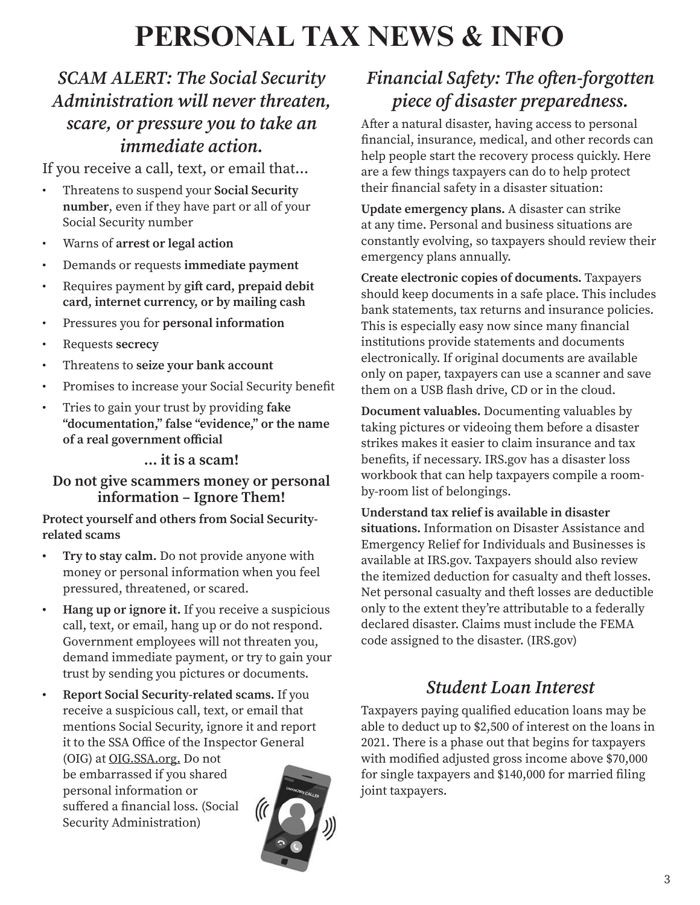# PERSONAL TAX NEWS & INFO

## *SCAM ALERT: The Social Security Administration will never threaten, scare, or pressure you to take an immediate action.*

If you receive a call, text, or email that...

- Threatens to suspend your **Social Security number**, even if they have part or all of your Social Security number
- Warns of **arrest or legal action**
- Demands or requests **immediate payment**
- Requires payment by **gift card, prepaid debit card, internet currency, or by mailing cash**
- Pressures you for **personal information**
- Requests **secrecy**
- Threatens to **seize your bank account**
- Promises to increase your Social Security benefit
- Tries to gain your trust by providing **fake "documentation," false "evidence," or the name of a real government official**

**... it is a scam!**

**Do not give scammers money or personal information – Ignore Them!**

**Protect yourself and others from Social Security-related scams**

- **Try to stay calm.** Do not provide anyone with money or personal information when you feel pressured, threatened, or scared.
- **Hang up or ignore it.** If you receive a suspicious call, text, or email, hang up or do not respond. Government employees will not threaten you, demand immediate payment, or try to gain your trust by sending you pictures or documents.
- **Report Social Security-related scams.** If you receive a suspicious call, text, or email that mentions Social Security, ignore it and report it to the SSA Office of the Inspector General (OIG) at OIG.SSA.org. Do not be embarrassed if you shared personal information or suffered a financial loss. (Social Security Administration)

## *Financial Safety: The often-forgotten piece of disaster preparedness.*

After a natural disaster, having access to personal financial, insurance, medical, and other records can help people start the recovery process quickly. Here are a few things taxpayers can do to help protect their financial safety in a disaster situation:

**Update emergency plans.** A disaster can strike at any time. Personal and business situations are constantly evolving, so taxpayers should review their emergency plans annually.

**Create electronic copies of documents.** Taxpayers should keep documents in a safe place. This includes bank statements, tax returns and insurance policies. This is especially easy now since many financial institutions provide statements and documents electronically. If original documents are available only on paper, taxpayers can use a scanner and save them on a USB flash drive, CD or in the cloud.

**Document valuables.** Documenting valuables by taking pictures or videoing them before a disaster strikes makes it easier to claim insurance and tax benefits, if necessary. IRS.gov has a disaster loss workbook that can help taxpayers compile a room-by-room list of belongings.

**Understand tax relief is available in disaster situations.** Information on Disaster Assistance and Emergency Relief for Individuals and Businesses is available at IRS.gov. Taxpayers should also review the itemized deduction for casualty and theft losses. Net personal casualty and theft losses are deductible only to the extent they're attributable to a federally declared disaster. Claims must include the FEMA code assigned to the disaster. (IRS.gov)

## *Student Loan Interest*

Taxpayers paying qualified education loans may be able to deduct up to $2,500 of interest on the loans in 2021. There is a phase out that begins for taxpayers with modified adjusted gross income above $70,000 for single taxpayers and $140,000 for married filing joint taxpayers.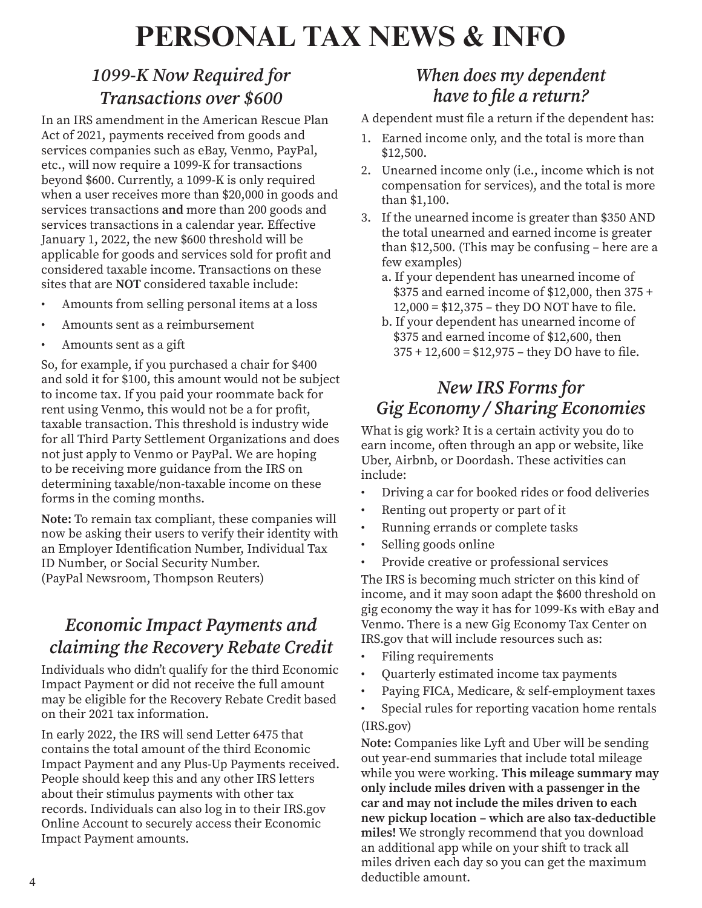# PERSONAL TAX NEWS & INFO

## *1099-K Now Required for Transactions over $600*

In an IRS amendment in the American Rescue Plan Act of 2021, payments received from goods and services companies such as eBay, Venmo, PayPal, etc., will now require a 1099-K for transactions beyond $600. Currently, a 1099-K is only required when a user receives more than $20,000 in goods and services transactions **and** more than 200 goods and services transactions in a calendar year. Effective January 1, 2022, the new $600 threshold will be applicable for goods and services sold for profit and considered taxable income. Transactions on these sites that are **NOT** considered taxable include:

- Amounts from selling personal items at a loss
- Amounts sent as a reimbursement
- Amounts sent as a gift

So, for example, if you purchased a chair for $400 and sold it for $100, this amount would not be subject to income tax. If you paid your roommate back for rent using Venmo, this would not be a for profit, taxable transaction. This threshold is industry wide for all Third Party Settlement Organizations and does not just apply to Venmo or PayPal. We are hoping to be receiving more guidance from the IRS on determining taxable/non-taxable income on these forms in the coming months.

**Note:** To remain tax compliant, these companies will now be asking their users to verify their identity with an Employer Identification Number, Individual Tax ID Number, or Social Security Number. (PayPal Newsroom, Thompson Reuters)

## *Economic Impact Payments and claiming the Recovery Rebate Credit*

Individuals who didn't qualify for the third Economic Impact Payment or did not receive the full amount may be eligible for the Recovery Rebate Credit based on their 2021 tax information.

In early 2022, the IRS will send Letter 6475 that contains the total amount of the third Economic Impact Payment and any Plus-Up Payments received. People should keep this and any other IRS letters about their stimulus payments with other tax records. Individuals can also log in to their IRS.gov Online Account to securely access their Economic Impact Payment amounts.

## *When does my dependent have to file a return?*

A dependent must file a return if the dependent has:

1. Earned income only, and the total is more than $12,500.
2. Unearned income only (i.e., income which is not compensation for services), and the total is more than $1,100.
3. If the unearned income is greater than $350 AND the total unearned and earned income is greater than $12,500. (This may be confusing – here are a few examples)
   a. If your dependent has unearned income of $375 and earned income of $12,000, then 375 + 12,000 = $12,375 – they DO NOT have to file.
   b. If your dependent has unearned income of $375 and earned income of $12,600, then 375 + 12,600 = $12,975 – they DO have to file.

## *New IRS Forms for Gig Economy / Sharing Economies*

What is gig work? It is a certain activity you do to earn income, often through an app or website, like Uber, Airbnb, or Doordash. These activities can include:

- Driving a car for booked rides or food deliveries
- Renting out property or part of it
- Running errands or complete tasks
- Selling goods online
- Provide creative or professional services

The IRS is becoming much stricter on this kind of income, and it may soon adapt the $600 threshold on gig economy the way it has for 1099-Ks with eBay and Venmo. There is a new Gig Economy Tax Center on IRS.gov that will include resources such as:

- Filing requirements
- Quarterly estimated income tax payments
- Paying FICA, Medicare, & self-employment taxes
- Special rules for reporting vacation home rentals

(IRS.gov)

**Note:** Companies like Lyft and Uber will be sending out year-end summaries that include total mileage while you were working. **This mileage summary may only include miles driven with a passenger in the car and may not include the miles driven to each new pickup location – which are also tax-deductible miles!** We strongly recommend that you download an additional app while on your shift to track all miles driven each day so you can get the maximum deductible amount.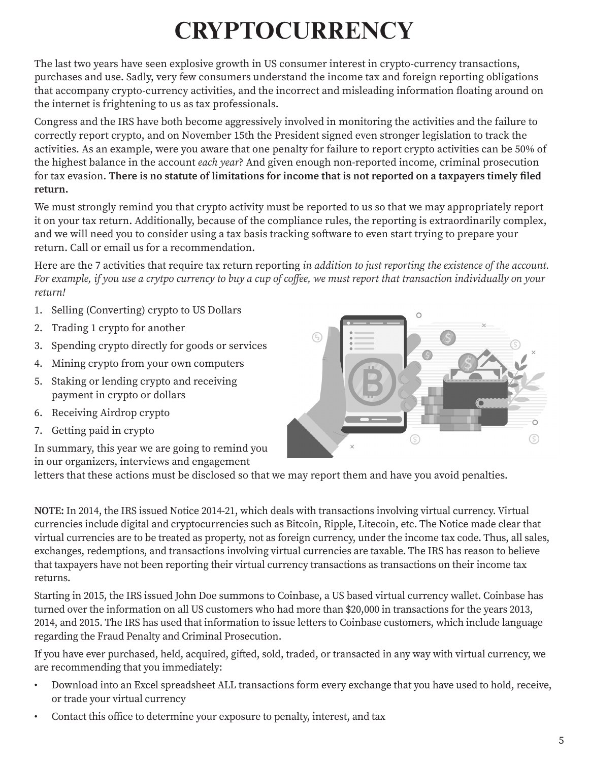# CRYPTOCURRENCY

The last two years have seen explosive growth in US consumer interest in crypto-currency transactions, purchases and use. Sadly, very few consumers understand the income tax and foreign reporting obligations that accompany crypto-currency activities, and the incorrect and misleading information floating around on the internet is frightening to us as tax professionals.

Congress and the IRS have both become aggressively involved in monitoring the activities and the failure to correctly report crypto, and on November 15th the President signed even stronger legislation to track the activities. As an example, were you aware that one penalty for failure to report crypto activities can be 50% of the highest balance in the account *each year*? And given enough non-reported income, criminal prosecution for tax evasion. **There is no statute of limitations for income that is not reported on a taxpayers timely filed return.**

We must strongly remind you that crypto activity must be reported to us so that we may appropriately report it on your tax return. Additionally, because of the compliance rules, the reporting is extraordinarily complex, and we will need you to consider using a tax basis tracking software to even start trying to prepare your return. Call or email us for a recommendation.

Here are the 7 activities that require tax return reporting *in addition to just reporting the existence of the account. For example, if you use a crytpo currency to buy a cup of coffee, we must report that transaction individually on your return!*

1. Selling (Converting) crypto to US Dollars
2. Trading 1 crypto for another
3. Spending crypto directly for goods or services
4. Mining crypto from your own computers
5. Staking or lending crypto and receiving payment in crypto or dollars
6. Receiving Airdrop crypto
7. Getting paid in crypto

In summary, this year we are going to remind you in our organizers, interviews and engagement letters that these actions must be disclosed so that we may report them and have you avoid penalties.

**NOTE:** In 2014, the IRS issued Notice 2014-21, which deals with transactions involving virtual currency. Virtual currencies include digital and cryptocurrencies such as Bitcoin, Ripple, Litecoin, etc. The Notice made clear that virtual currencies are to be treated as property, not as foreign currency, under the income tax code. Thus, all sales, exchanges, redemptions, and transactions involving virtual currencies are taxable. The IRS has reason to believe that taxpayers have not been reporting their virtual currency transactions as transactions on their income tax returns.

Starting in 2015, the IRS issued John Doe summons to Coinbase, a US based virtual currency wallet. Coinbase has turned over the information on all US customers who had more than $20,000 in transactions for the years 2013, 2014, and 2015. The IRS has used that information to issue letters to Coinbase customers, which include language regarding the Fraud Penalty and Criminal Prosecution.

If you have ever purchased, held, acquired, gifted, sold, traded, or transacted in any way with virtual currency, we are recommending that you immediately:

- Download into an Excel spreadsheet ALL transactions form every exchange that you have used to hold, receive, or trade your virtual currency
- Contact this office to determine your exposure to penalty, interest, and tax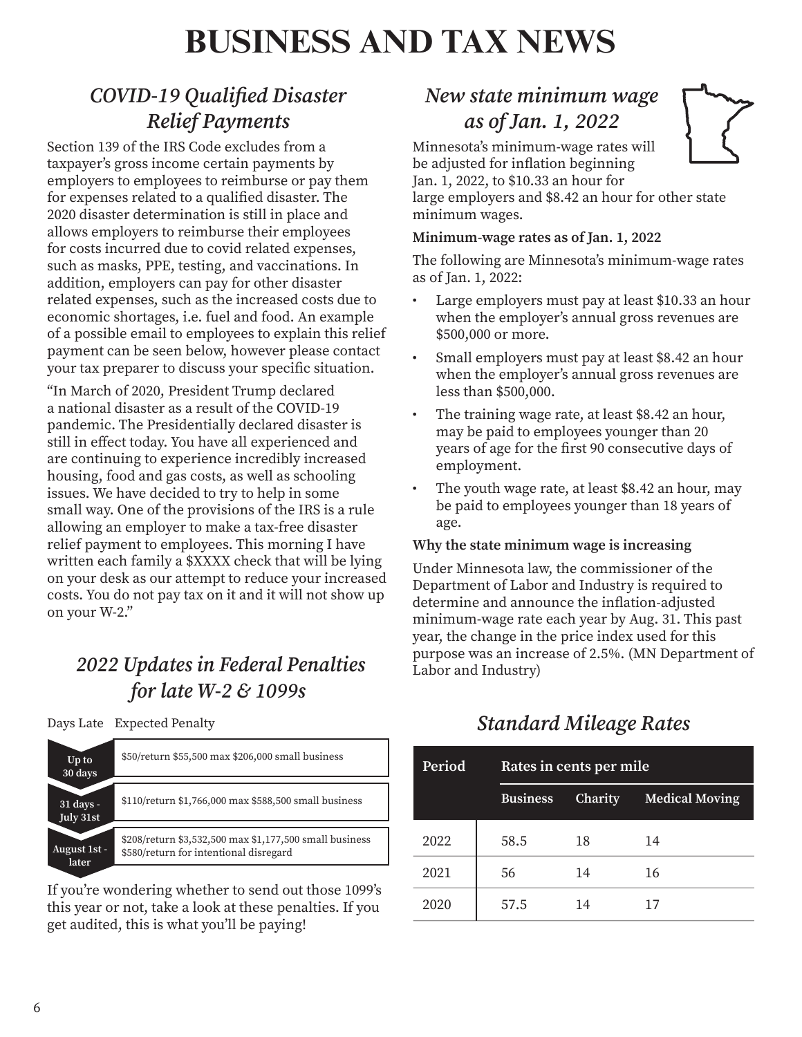# BUSINESS AND TAX NEWS

## *COVID-19 Qualified Disaster Relief Payments*

Section 139 of the IRS Code excludes from a taxpayer's gross income certain payments by employers to employees to reimburse or pay them for expenses related to a qualified disaster. The 2020 disaster determination is still in place and allows employers to reimburse their employees for costs incurred due to covid related expenses, such as masks, PPE, testing, and vaccinations. In addition, employers can pay for other disaster related expenses, such as the increased costs due to economic shortages, i.e. fuel and food. An example of a possible email to employees to explain this relief payment can be seen below, however please contact your tax preparer to discuss your specific situation.

"In March of 2020, President Trump declared a national disaster as a result of the COVID-19 pandemic. The Presidentially declared disaster is still in effect today. You have all experienced and are continuing to experience incredibly increased housing, food and gas costs, as well as schooling issues. We have decided to try to help in some small way. One of the provisions of the IRS is a rule allowing an employer to make a tax-free disaster relief payment to employees. This morning I have written each family a $XXXX check that will be lying on your desk as our attempt to reduce your increased costs. You do not pay tax on it and it will not show up on your W-2."

## *2022 Updates in Federal Penalties for late W-2 & 1099s*

| Days Late | Expected Penalty |
|---|---|
| Up to 30 days | $50/return $55,500 max $206,000 small business |
| 31 days - July 31st | $110/return $1,766,000 max $588,500 small business |
| August 1st - later | $208/return $3,532,500 max $1,177,500 small business<br>$580/return for intentional disregard |

If you're wondering whether to send out those 1099's this year or not, take a look at these penalties. If you get audited, this is what you'll be paying!

## *New state minimum wage as of Jan. 1, 2022*

Minnesota's minimum-wage rates will be adjusted for inflation beginning Jan. 1, 2022, to $10.33 an hour for large employers and $8.42 an hour for other state minimum wages.

**Minimum-wage rates as of Jan. 1, 2022**

The following are Minnesota's minimum-wage rates as of Jan. 1, 2022:

- Large employers must pay at least $10.33 an hour when the employer's annual gross revenues are $500,000 or more.
- Small employers must pay at least $8.42 an hour when the employer's annual gross revenues are less than $500,000.
- The training wage rate, at least $8.42 an hour, may be paid to employees younger than 20 years of age for the first 90 consecutive days of employment.
- The youth wage rate, at least $8.42 an hour, may be paid to employees younger than 18 years of age.

**Why the state minimum wage is increasing**

Under Minnesota law, the commissioner of the Department of Labor and Industry is required to determine and announce the inflation-adjusted minimum-wage rate each year by Aug. 31. This past year, the change in the price index used for this purpose was an increase of 2.5%. (MN Department of Labor and Industry)

## *Standard Mileage Rates*

| Period | Rates in cents per mile | | |
|---|---|---|---|
| | Business | Charity | Medical Moving |
| 2022 | 58.5 | 18 | 14 |
| 2021 | 56 | 14 | 16 |
| 2020 | 57.5 | 14 | 17 |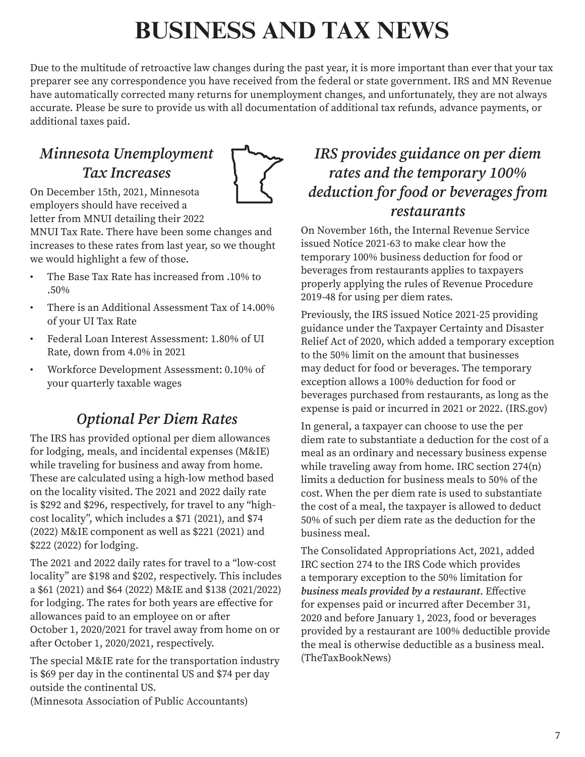# BUSINESS AND TAX NEWS

Due to the multitude of retroactive law changes during the past year, it is more important than ever that your tax preparer see any correspondence you have received from the federal or state government. IRS and MN Revenue have automatically corrected many returns for unemployment changes, and unfortunately, they are not always accurate. Please be sure to provide us with all documentation of additional tax refunds, advance payments, or additional taxes paid.

## *Minnesota Unemployment Tax Increases*

On December 15th, 2021, Minnesota employers should have received a letter from MNUI detailing their 2022 MNUI Tax Rate. There have been some changes and increases to these rates from last year, so we thought we would highlight a few of those.

- The Base Tax Rate has increased from .10% to .50%
- There is an Additional Assessment Tax of 14.00% of your UI Tax Rate
- Federal Loan Interest Assessment: 1.80% of UI Rate, down from 4.0% in 2021
- Workforce Development Assessment: 0.10% of your quarterly taxable wages

## *Optional Per Diem Rates*

The IRS has provided optional per diem allowances for lodging, meals, and incidental expenses (M&IE) while traveling for business and away from home. These are calculated using a high-low method based on the locality visited. The 2021 and 2022 daily rate is $292 and $296, respectively, for travel to any "high-cost locality", which includes a $71 (2021), and $74 (2022) M&IE component as well as $221 (2021) and $222 (2022) for lodging.

The 2021 and 2022 daily rates for travel to a "low-cost locality" are $198 and $202, respectively. This includes a $61 (2021) and $64 (2022) M&IE and $138 (2021/2022) for lodging. The rates for both years are effective for allowances paid to an employee on or after October 1, 2020/2021 for travel away from home on or after October 1, 2020/2021, respectively.

The special M&IE rate for the transportation industry is $69 per day in the continental US and $74 per day outside the continental US.
(Minnesota Association of Public Accountants)

## *IRS provides guidance on per diem rates and the temporary 100% deduction for food or beverages from restaurants*

On November 16th, the Internal Revenue Service issued Notice 2021-63 to make clear how the temporary 100% business deduction for food or beverages from restaurants applies to taxpayers properly applying the rules of Revenue Procedure 2019-48 for using per diem rates.

Previously, the IRS issued Notice 2021-25 providing guidance under the Taxpayer Certainty and Disaster Relief Act of 2020, which added a temporary exception to the 50% limit on the amount that businesses may deduct for food or beverages. The temporary exception allows a 100% deduction for food or beverages purchased from restaurants, as long as the expense is paid or incurred in 2021 or 2022. (IRS.gov)

In general, a taxpayer can choose to use the per diem rate to substantiate a deduction for the cost of a meal as an ordinary and necessary business expense while traveling away from home. IRC section 274(n) limits a deduction for business meals to 50% of the cost. When the per diem rate is used to substantiate the cost of a meal, the taxpayer is allowed to deduct 50% of such per diem rate as the deduction for the business meal.

The Consolidated Appropriations Act, 2021, added IRC section 274 to the IRS Code which provides a temporary exception to the 50% limitation for ***business meals provided by a restaurant***. Effective for expenses paid or incurred after December 31, 2020 and before January 1, 2023, food or beverages provided by a restaurant are 100% deductible provide the meal is otherwise deductible as a business meal. (TheTaxBookNews)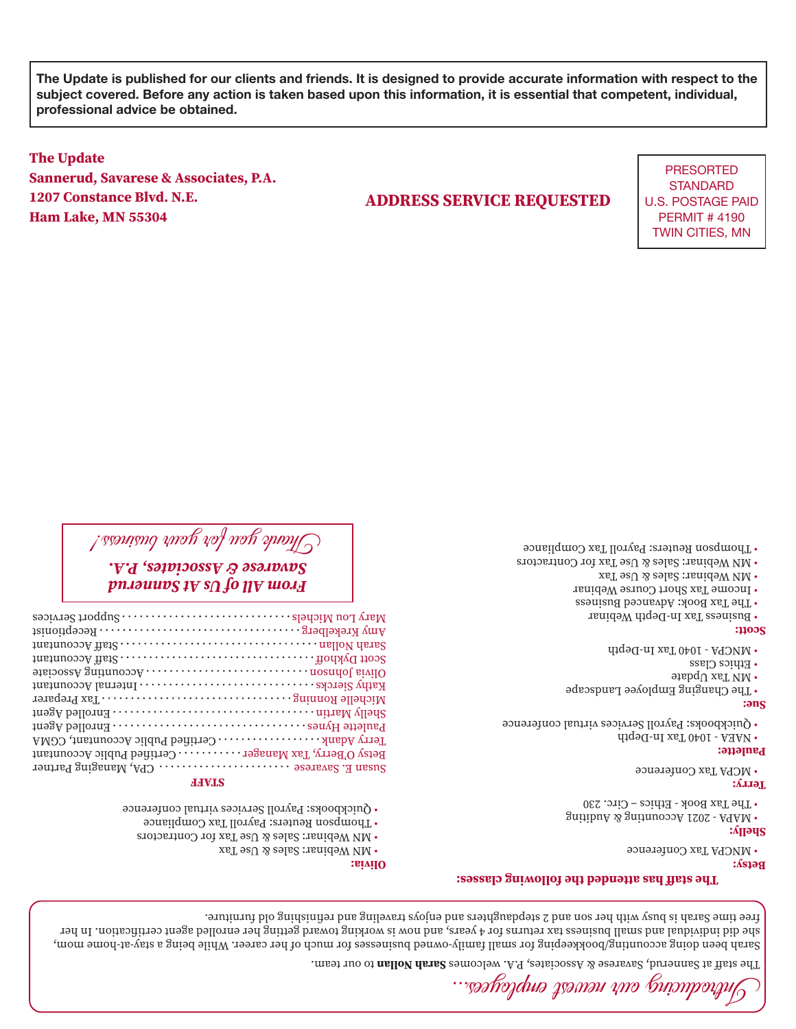**The Update is published for our clients and friends. It is designed to provide accurate information with respect to the subject covered. Before any action is taken based upon this information, it is essential that competent, individual, professional advice be obtained.**

**The Update**
**Sannerud, Savarese & Associates, P.A.**
**1207 Constance Blvd. N.E.**
**Ham Lake, MN 55304**

**ADDRESS SERVICE REQUESTED**

PRESORTED
STANDARD
U.S. POSTAGE PAID
PERMIT # 4190
TWIN CITIES, MN

## *Introducing our newest employees...*

The staff at Sannerud, Savarese & Associates, P.A. welcomes **Sarah Nollan** to our team.

Sarah been doing accounting/bookkeeping for small family-owned businesses for much of her career. While being a stay-at-home mom, she did individual and small business tax returns for 4 years, and now is working toward getting her enrolled agent certification. In her free time Sarah is busy with her son and 2 stepdaughters and enjoys traveling and refinishing old furniture.

### The staff has attended the following classes:

**Betsy:**
- MNCPA Tax Conference

**Shelly:**
- MAPA - 2021 Accounting & Auditing
- The Tax Book - Ethics – Circ. 230

**Terry:**
- MCPA Tax Conference

**Paulette:**
- NAEA - 1040 Tax In-Depth
- Quickbooks: Payroll Services virtual conference

**Sue:**
- The Changing Employee Landscape
- MN Tax Update
- Ethics Class
- MNCPA - 1040 Tax In-Depth

**Scott:**
- Business Tax In-Depth Webinar
- The Tax Book: Advanced Business
- Income Tax Short Course Webinar
- MN Webinar: Sales & Use Tax
- MN Webinar: Sales & Use Tax for Contractors
- Thompson Reuters: Payroll Tax Compliance

**Olivia:**
- MN Webinar: Sales & Use Tax
- MN Webinar: Sales & Use Tax for Contractors
- Thompson Reuters: Payroll Tax Compliance
- Quickbooks: Payroll Services virtual conference

### STAFF

Susan E. Savarese ........ CPA, Managing Partner
Betsy O'Berry, Tax Manager ........ Certified Public Accountant
Terry Adank ........ Certified Public Accountant, CGMA
Paulette Hynes ........ Enrolled Agent
Shelly Martin ........ Enrolled Agent
Michelle Ronning ........ Tax Preparer
Kathy Siercks ........ Internal Accountant
Olivia Johnson ........ Accounting Associate
Scott Dykhoff ........ Staff Accountant
Sarah Nollan ........ Staff Accountant
Amy Krekelberg ........ Receptionist
Mary Lou Michels ........ Support Services

***From All of Us At Sannerud Savarese & Associates, P.A.***

*Thank you for your business!*